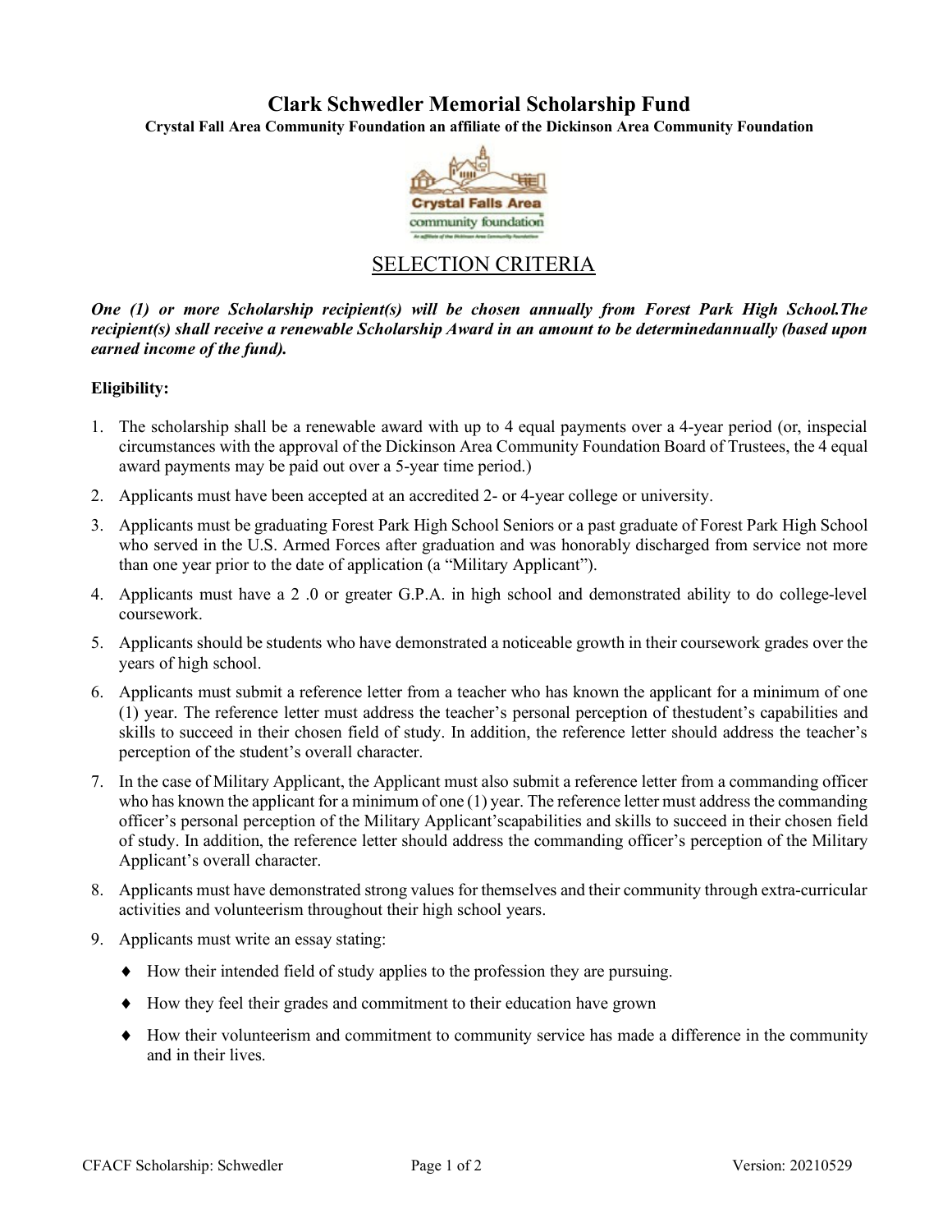# Clark Schwedler Memorial Scholarship Fund

**Crystal Fall Area Community Foundation an affiliate of the Dickinson Area Community Foundation**

## SELECTION CRITERIA

***One (1) or more Scholarship recipient(s) will be chosen annually from Forest Park High School.The recipient(s) shall receive a renewable Scholarship Award in an amount to be determinedannually (based upon earned income of the fund).***

**Eligibility:**

1. The scholarship shall be a renewable award with up to 4 equal payments over a 4-year period (or, inspecial circumstances with the approval of the Dickinson Area Community Foundation Board of Trustees, the 4 equal award payments may be paid out over a 5-year time period.)
2. Applicants must have been accepted at an accredited 2- or 4-year college or university.
3. Applicants must be graduating Forest Park High School Seniors or a past graduate of Forest Park High School who served in the U.S. Armed Forces after graduation and was honorably discharged from service not more than one year prior to the date of application (a "Military Applicant").
4. Applicants must have a 2 .0 or greater G.P.A. in high school and demonstrated ability to do college-level coursework.
5. Applicants should be students who have demonstrated a noticeable growth in their coursework grades over the years of high school.
6. Applicants must submit a reference letter from a teacher who has known the applicant for a minimum of one (1) year. The reference letter must address the teacher's personal perception of thestudent's capabilities and skills to succeed in their chosen field of study. In addition, the reference letter should address the teacher's perception of the student's overall character.
7. In the case of Military Applicant, the Applicant must also submit a reference letter from a commanding officer who has known the applicant for a minimum of one (1) year. The reference letter must address the commanding officer's personal perception of the Military Applicant'scapabilities and skills to succeed in their chosen field of study. In addition, the reference letter should address the commanding officer's perception of the Military Applicant's overall character.
8. Applicants must have demonstrated strong values for themselves and their community through extra-curricular activities and volunteerism throughout their high school years.
9. Applicants must write an essay stating:
   - How their intended field of study applies to the profession they are pursuing.
   - How they feel their grades and commitment to their education have grown
   - How their volunteerism and commitment to community service has made a difference in the community and in their lives.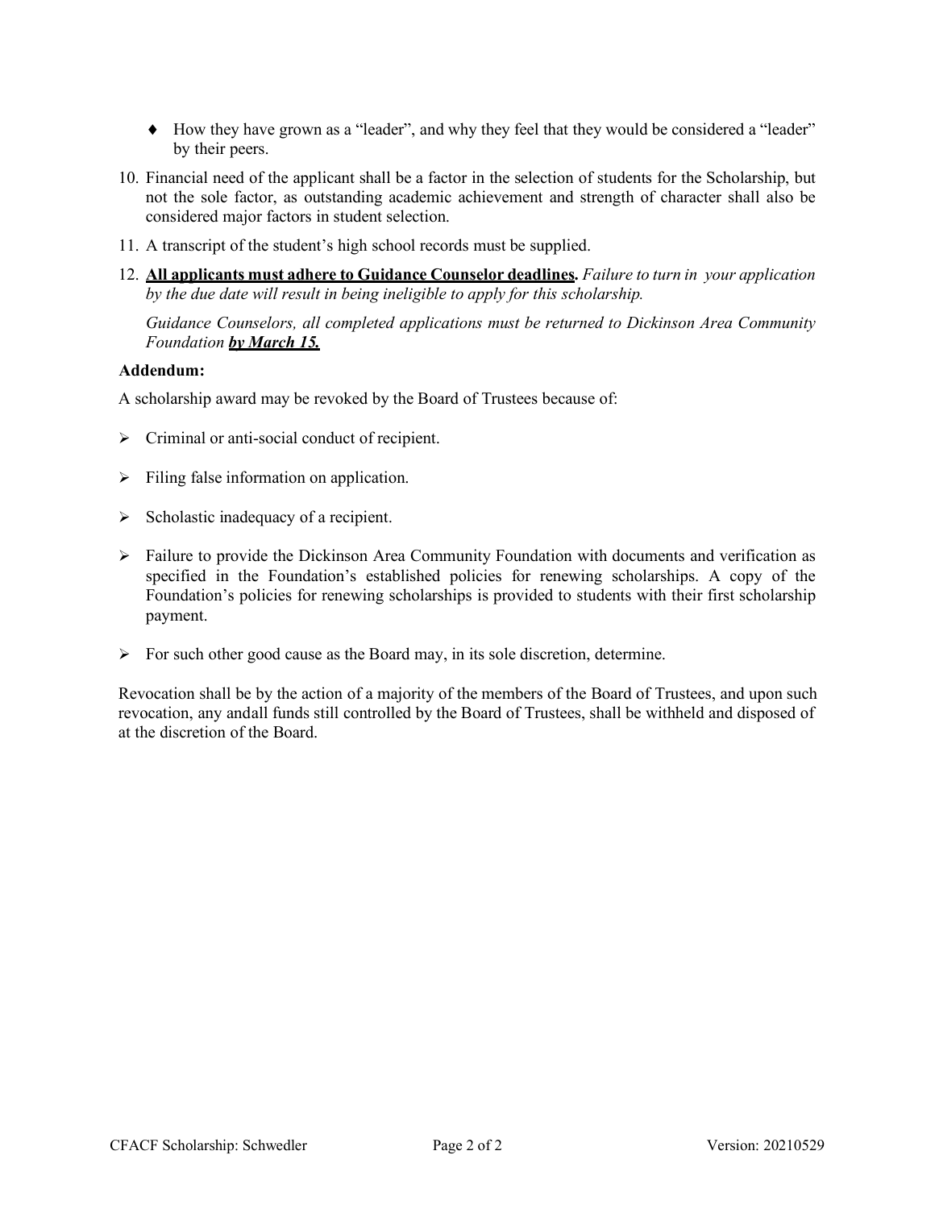- How they have grown as a "leader", and why they feel that they would be considered a "leader" by their peers.

10. Financial need of the applicant shall be a factor in the selection of students for the Scholarship, but not the sole factor, as outstanding academic achievement and strength of character shall also be considered major factors in student selection.
11. A transcript of the student's high school records must be supplied.
12. **<u>All applicants must adhere to Guidance Counselor deadlines</u>.** *Failure to turn in your application by the due date will result in being ineligible to apply for this scholarship.*

    *Guidance Counselors, all completed applications must be returned to Dickinson Area Community Foundation* ***<u>by March 15.</u>***

**Addendum:**

A scholarship award may be revoked by the Board of Trustees because of:

- Criminal or anti-social conduct of recipient.
- Filing false information on application.
- Scholastic inadequacy of a recipient.
- Failure to provide the Dickinson Area Community Foundation with documents and verification as specified in the Foundation's established policies for renewing scholarships. A copy of the Foundation's policies for renewing scholarships is provided to students with their first scholarship payment.
- For such other good cause as the Board may, in its sole discretion, determine.

Revocation shall be by the action of a majority of the members of the Board of Trustees, and upon such revocation, any andall funds still controlled by the Board of Trustees, shall be withheld and disposed of at the discretion of the Board.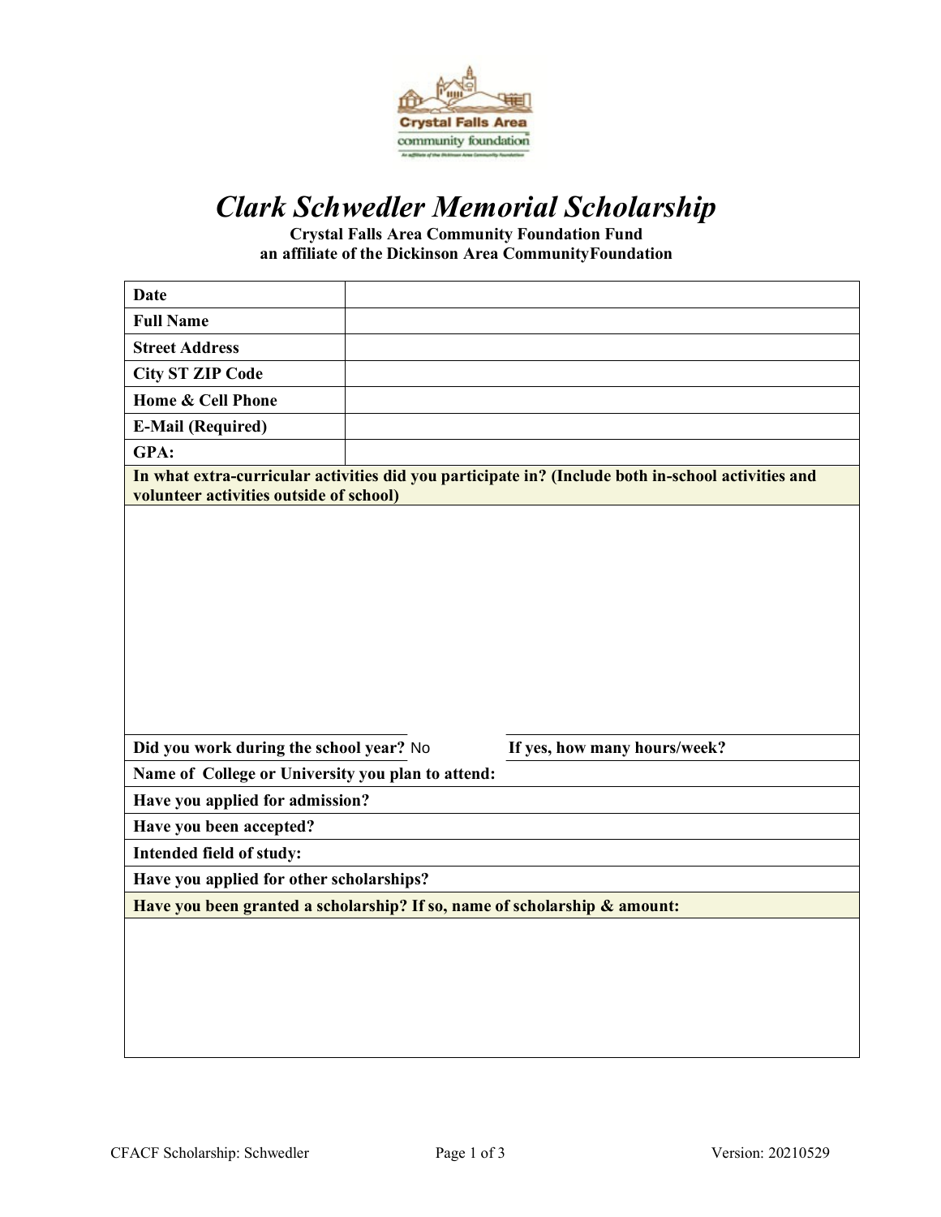# *Clark Schwedler Memorial Scholarship*

**Crystal Falls Area Community Foundation Fund**
**an affiliate of the Dickinson Area CommunityFoundation**

| | |
|---|---|
| **Date** | |
| **Full Name** | |
| **Street Address** | |
| **City ST ZIP Code** | |
| **Home & Cell Phone** | |
| **E-Mail (Required)** | |
| **GPA:** | |

**In what extra-curricular activities did you participate in? (Include both in-school activities and volunteer activities outside of school)**

| | |
|---|---|
| **Did you work during the school year?** No | **If yes, how many hours/week?** |

**Name of College or University you plan to attend:**

**Have you applied for admission?**

**Have you been accepted?**

**Intended field of study:**

**Have you applied for other scholarships?**

**Have you been granted a scholarship? If so, name of scholarship & amount:**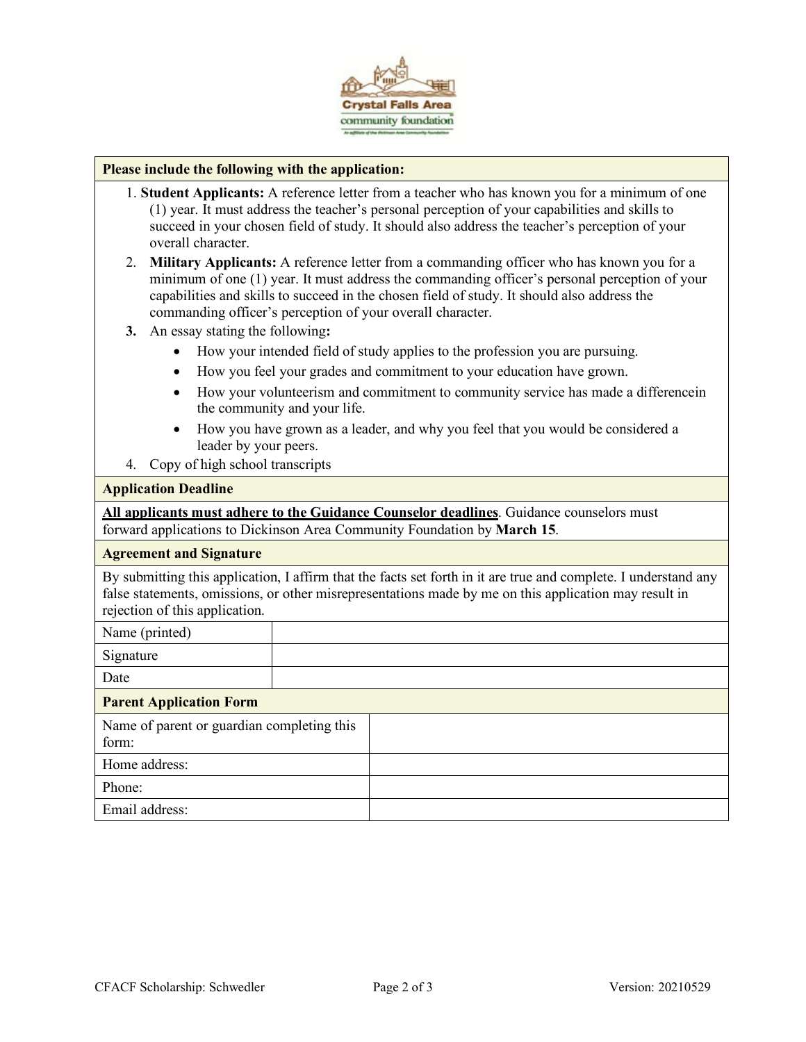**Please include the following with the application:**

1. **Student Applicants:** A reference letter from a teacher who has known you for a minimum of one (1) year. It must address the teacher's personal perception of your capabilities and skills to succeed in your chosen field of study. It should also address the teacher's perception of your overall character.
2. **Military Applicants:** A reference letter from a commanding officer who has known you for a minimum of one (1) year. It must address the commanding officer's personal perception of your capabilities and skills to succeed in the chosen field of study. It should also address the commanding officer's perception of your overall character.
3. An essay stating the following**:**
   - How your intended field of study applies to the profession you are pursuing.
   - How you feel your grades and commitment to your education have grown.
   - How your volunteerism and commitment to community service has made a differencein the community and your life.
   - How you have grown as a leader, and why you feel that you would be considered a leader by your peers.
4. Copy of high school transcripts

**Application Deadline**

**<u>All applicants must adhere to the Guidance Counselor deadlines</u>**. Guidance counselors must forward applications to Dickinson Area Community Foundation by **March 15**.

**Agreement and Signature**

By submitting this application, I affirm that the facts set forth in it are true and complete. I understand any false statements, omissions, or other misrepresentations made by me on this application may result in rejection of this application.

| Name (printed) | |
|---|---|
| Signature | |
| Date | |

**Parent Application Form**

| Name of parent or guardian completing this form: | |
|---|---|
| Home address: | |
| Phone: | |
| Email address: | |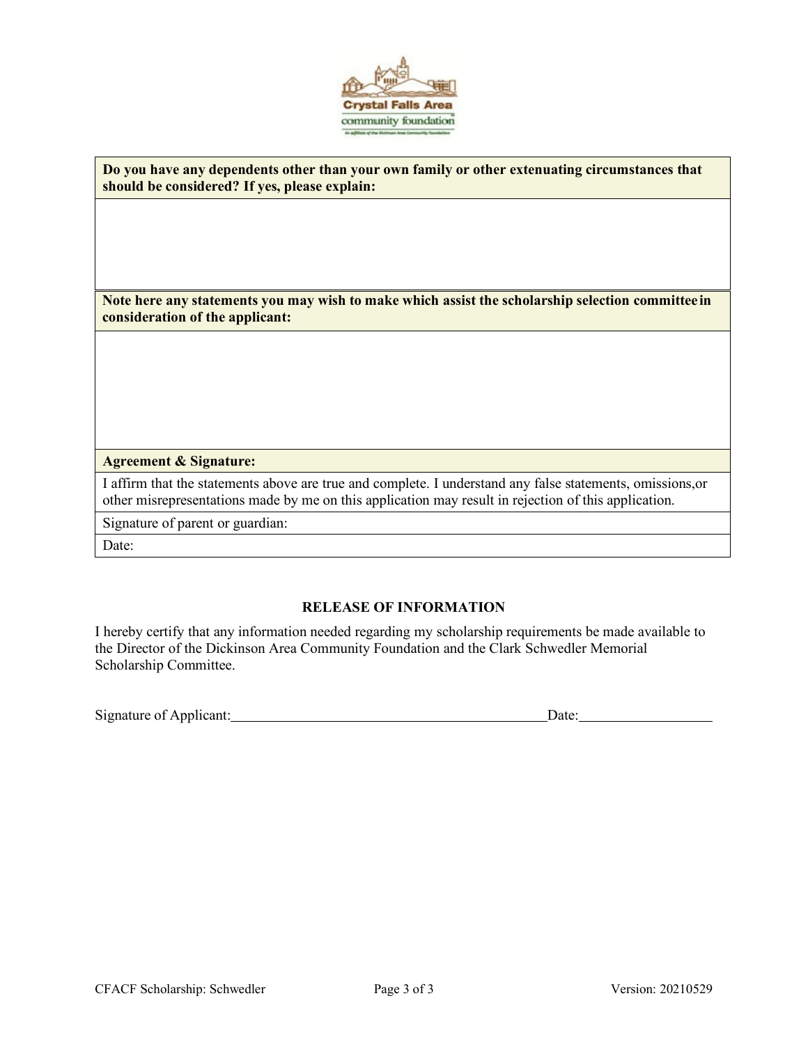| Do you have any dependents other than your own family or other extenuating circumstances that should be considered? If yes, please explain: |
|---|
| |
| **Note here any statements you may wish to make which assist the scholarship selection committee in consideration of the applicant:** |
| |
| **Agreement & Signature:** |
| I affirm that the statements above are true and complete. I understand any false statements, omissions, or other misrepresentations made by me on this application may result in rejection of this application. |
| Signature of parent or guardian: |
| Date: |

**RELEASE OF INFORMATION**

I hereby certify that any information needed regarding my scholarship requirements be made available to the Director of the Dickinson Area Community Foundation and the Clark Schwedler Memorial Scholarship Committee.

Signature of Applicant:______________________________________________Date:___________________